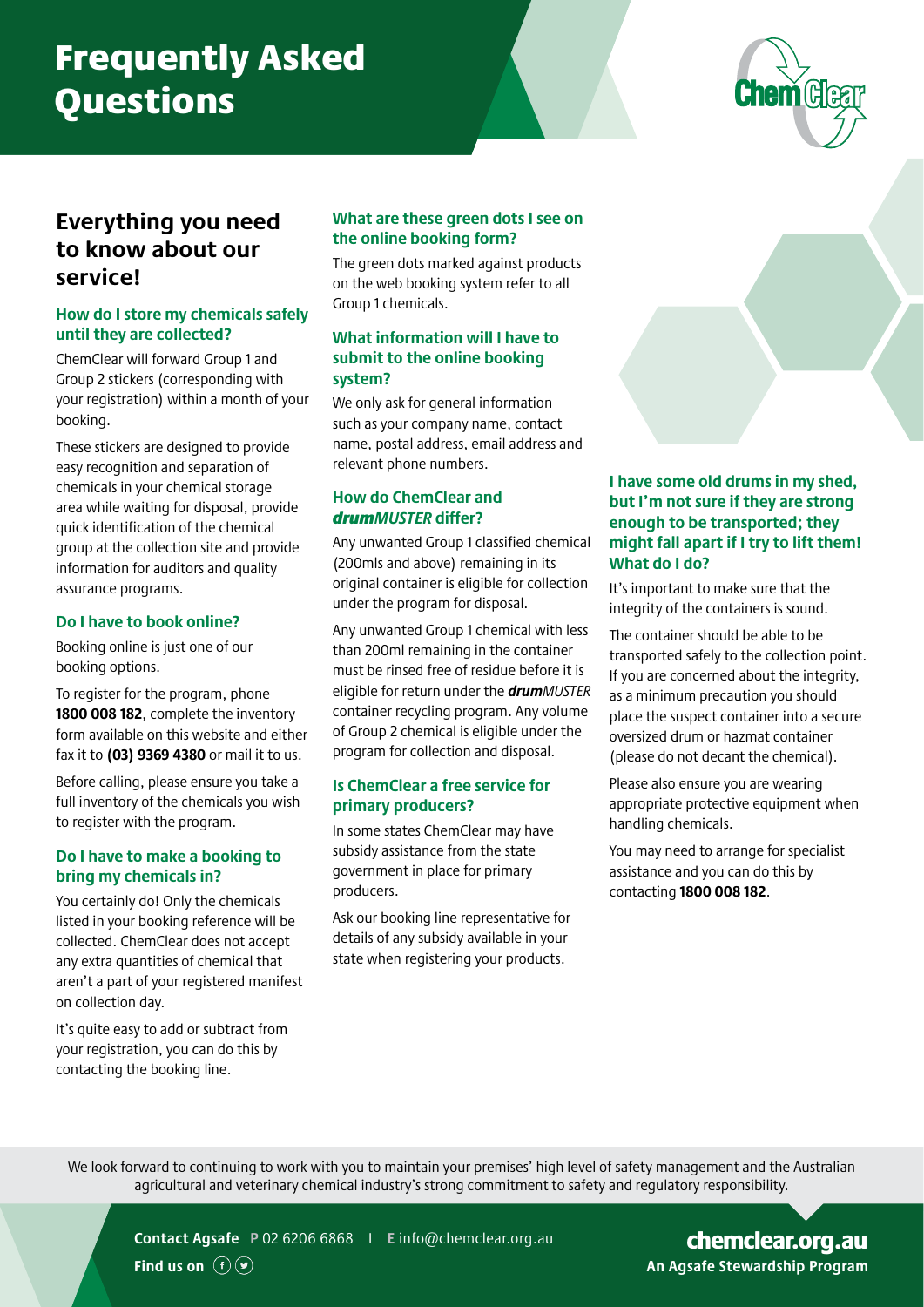# Frequently Asked Questions

## Everything you need to know about our service!

### How do I store my chemicals safely until they are collected?

ChemClear will forward Group 1 and Group 2 stickers (corresponding with your registration) within a month of your booking.

These stickers are designed to provide easy recognition and separation of chemicals in your chemical storage area while waiting for disposal, provide quick identification of the chemical group at the collection site and provide information for auditors and quality assurance programs.

### Do I have to book online?

Booking online is just one of our booking options.

To register for the program, phone **1800 008 182**, complete the inventory form available on this website and either fax it to **(03) 9369 4380** or mail it to us.

Before calling, please ensure you take a full inventory of the chemicals you wish to register with the program.

### Do I have to make a booking to bring my chemicals in?

You certainly do! Only the chemicals listed in your booking reference will be collected. ChemClear does not accept any extra quantities of chemical that aren't a part of your registered manifest on collection day.

It's quite easy to add or subtract from your registration, you can do this by contacting the booking line.

### What are these green dots I see on the online booking form?

The green dots marked against products on the web booking system refer to all Group 1 chemicals.

### What information will I have to submit to the online booking system?

We only ask for general information such as your company name, contact name, postal address, email address and relevant phone numbers.

### How do ChemClear and *drumMUSTER* differ?

Any unwanted Group 1 classified chemical (200mls and above) remaining in its original container is eligible for collection under the program for disposal.

Any unwanted Group 1 chemical with less than 200ml remaining in the container must be rinsed free of residue before it is eligible for return under the ***drum****MUSTER* container recycling program. Any volume of Group 2 chemical is eligible under the program for collection and disposal.

### Is ChemClear a free service for primary producers?

In some states ChemClear may have subsidy assistance from the state government in place for primary producers.

Ask our booking line representative for details of any subsidy available in your state when registering your products.

### I have some old drums in my shed, but I'm not sure if they are strong enough to be transported; they might fall apart if I try to lift them! What do I do?

It's important to make sure that the integrity of the containers is sound.

The container should be able to be transported safely to the collection point. If you are concerned about the integrity, as a minimum precaution you should place the suspect container into a secure oversized drum or hazmat container (please do not decant the chemical).

Please also ensure you are wearing appropriate protective equipment when handling chemicals.

You may need to arrange for specialist assistance and you can do this by contacting **1800 008 182**.

We look forward to continuing to work with you to maintain your premises' high level of safety management and the Australian agricultural and veterinary chemical industry's strong commitment to safety and regulatory responsibility.

**Contact Agsafe** **P** 02 6206 6868 | **E** info@chemclear.org.au

**Find us on**

**chemclear.org.au**
**An Agsafe Stewardship Program**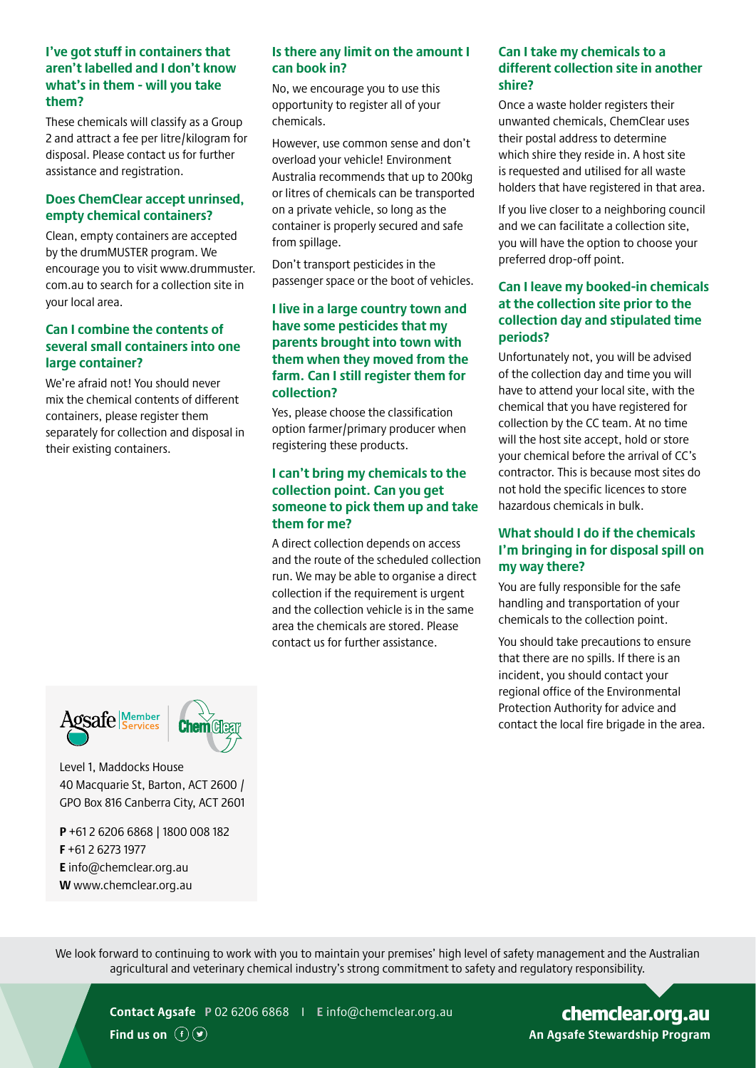### I've got stuff in containers that aren't labelled and I don't know what's in them - will you take them?

These chemicals will classify as a Group 2 and attract a fee per litre/kilogram for disposal. Please contact us for further assistance and registration.

### Does ChemClear accept unrinsed, empty chemical containers?

Clean, empty containers are accepted by the drumMUSTER program. We encourage you to visit www.drummuster.com.au to search for a collection site in your local area.

### Can I combine the contents of several small containers into one large container?

We're afraid not! You should never mix the chemical contents of different containers, please register them separately for collection and disposal in their existing containers.

### Is there any limit on the amount I can book in?

No, we encourage you to use this opportunity to register all of your chemicals.

However, use common sense and don't overload your vehicle! Environment Australia recommends that up to 200kg or litres of chemicals can be transported on a private vehicle, so long as the container is properly secured and safe from spillage.

Don't transport pesticides in the passenger space or the boot of vehicles.

### I live in a large country town and have some pesticides that my parents brought into town with them when they moved from the farm. Can I still register them for collection?

Yes, please choose the classification option farmer/primary producer when registering these products.

### I can't bring my chemicals to the collection point. Can you get someone to pick them up and take them for me?

A direct collection depends on access and the route of the scheduled collection run. We may be able to organise a direct collection if the requirement is urgent and the collection vehicle is in the same area the chemicals are stored. Please contact us for further assistance.

### Can I take my chemicals to a different collection site in another shire?

Once a waste holder registers their unwanted chemicals, ChemClear uses their postal address to determine which shire they reside in. A host site is requested and utilised for all waste holders that have registered in that area.

If you live closer to a neighboring council and we can facilitate a collection site, you will have the option to choose your preferred drop-off point.

### Can I leave my booked-in chemicals at the collection site prior to the collection day and stipulated time periods?

Unfortunately not, you will be advised of the collection day and time you will have to attend your local site, with the chemical that you have registered for collection by the CC team. At no time will the host site accept, hold or store your chemical before the arrival of CC's contractor. This is because most sites do not hold the specific licences to store hazardous chemicals in bulk.

### What should I do if the chemicals I'm bringing in for disposal spill on my way there?

You are fully responsible for the safe handling and transportation of your chemicals to the collection point.

You should take precautions to ensure that there are no spills. If there is an incident, you should contact your regional office of the Environmental Protection Authority for advice and contact the local fire brigade in the area.

Agsafe Member Services | ChemClear

Level 1, Maddocks House
40 Macquarie St, Barton, ACT 2600 /
GPO Box 816 Canberra City, ACT 2601

**P** +61 2 6206 6868 | 1800 008 182
**F** +61 2 6273 1977
**E** info@chemclear.org.au
**W** www.chemclear.org.au

We look forward to continuing to work with you to maintain your premises' high level of safety management and the Australian agricultural and veterinary chemical industry's strong commitment to safety and regulatory responsibility.

**Contact Agsafe** **P** 02 6206 6868 | **E** info@chemclear.org.au

**Find us on**

**chemclear.org.au**
**An Agsafe Stewardship Program**